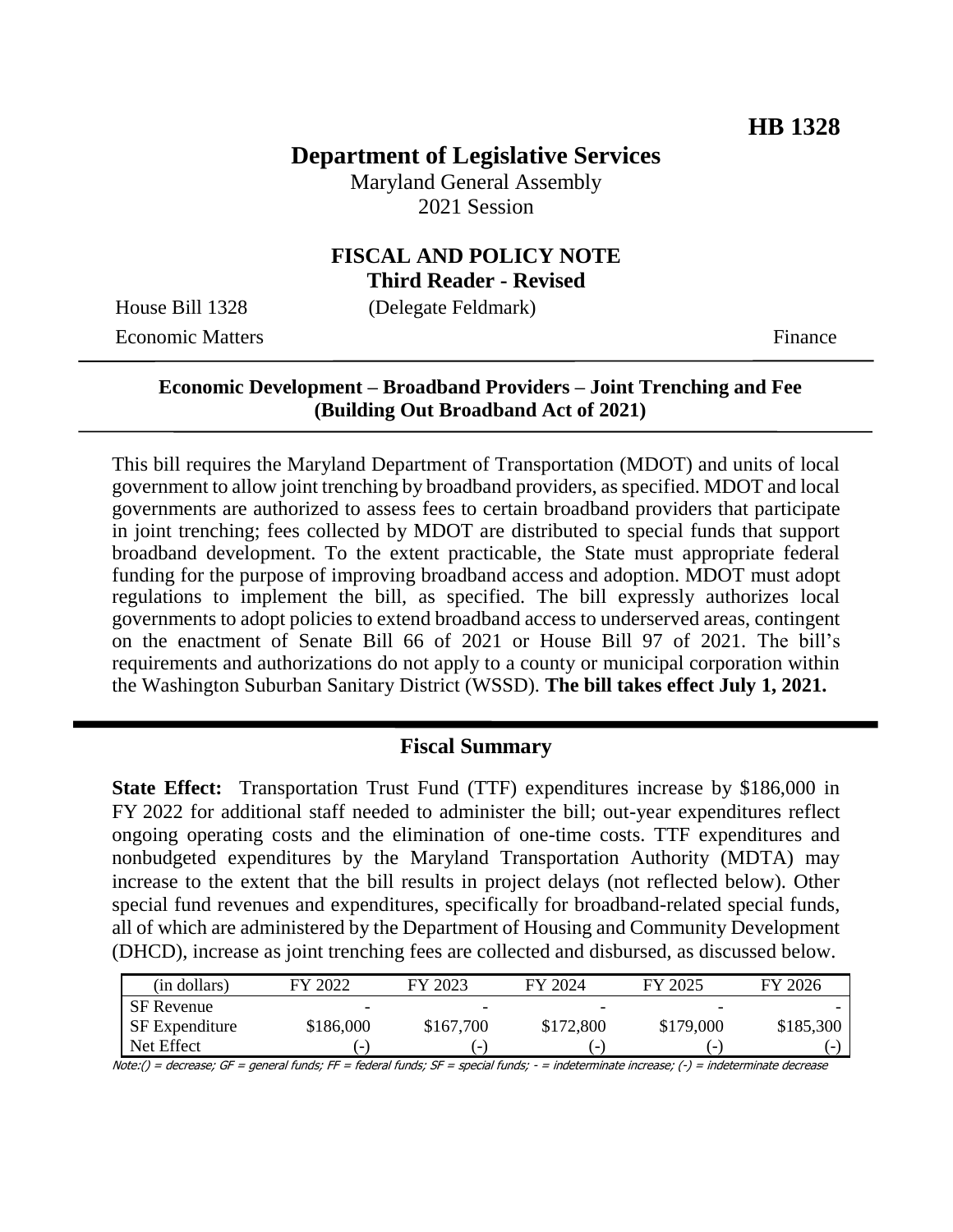**HB 1328**

# Department of Legislative Services

Maryland General Assembly
2021 Session

## FISCAL AND POLICY NOTE
**Third Reader - Revised**

House Bill 1328 (Delegate Feldmark)
Economic Matters Finance

**Economic Development – Broadband Providers – Joint Trenching and Fee (Building Out Broadband Act of 2021)**

This bill requires the Maryland Department of Transportation (MDOT) and units of local government to allow joint trenching by broadband providers, as specified. MDOT and local governments are authorized to assess fees to certain broadband providers that participate in joint trenching; fees collected by MDOT are distributed to special funds that support broadband development. To the extent practicable, the State must appropriate federal funding for the purpose of improving broadband access and adoption. MDOT must adopt regulations to implement the bill, as specified. The bill expressly authorizes local governments to adopt policies to extend broadband access to underserved areas, contingent on the enactment of Senate Bill 66 of 2021 or House Bill 97 of 2021. The bill's requirements and authorizations do not apply to a county or municipal corporation within the Washington Suburban Sanitary District (WSSD). **The bill takes effect July 1, 2021.**

## Fiscal Summary

**State Effect:** Transportation Trust Fund (TTF) expenditures increase by $186,000 in FY 2022 for additional staff needed to administer the bill; out-year expenditures reflect ongoing operating costs and the elimination of one-time costs. TTF expenditures and nonbudgeted expenditures by the Maryland Transportation Authority (MDTA) may increase to the extent that the bill results in project delays (not reflected below). Other special fund revenues and expenditures, specifically for broadband-related special funds, all of which are administered by the Department of Housing and Community Development (DHCD), increase as joint trenching fees are collected and disbursed, as discussed below.

| (in dollars) | FY 2022 | FY 2023 | FY 2024 | FY 2025 | FY 2026 |
|---|---|---|---|---|---|
| SF Revenue | - | - | - | - | - |
| SF Expenditure | $186,000 | $167,700 | $172,800 | $179,000 | $185,300 |
| Net Effect | (-) | (-) | (-) | (-) | (-) |

Note:() = decrease; GF = general funds; FF = federal funds; SF = special funds; - = indeterminate increase; (-) = indeterminate decrease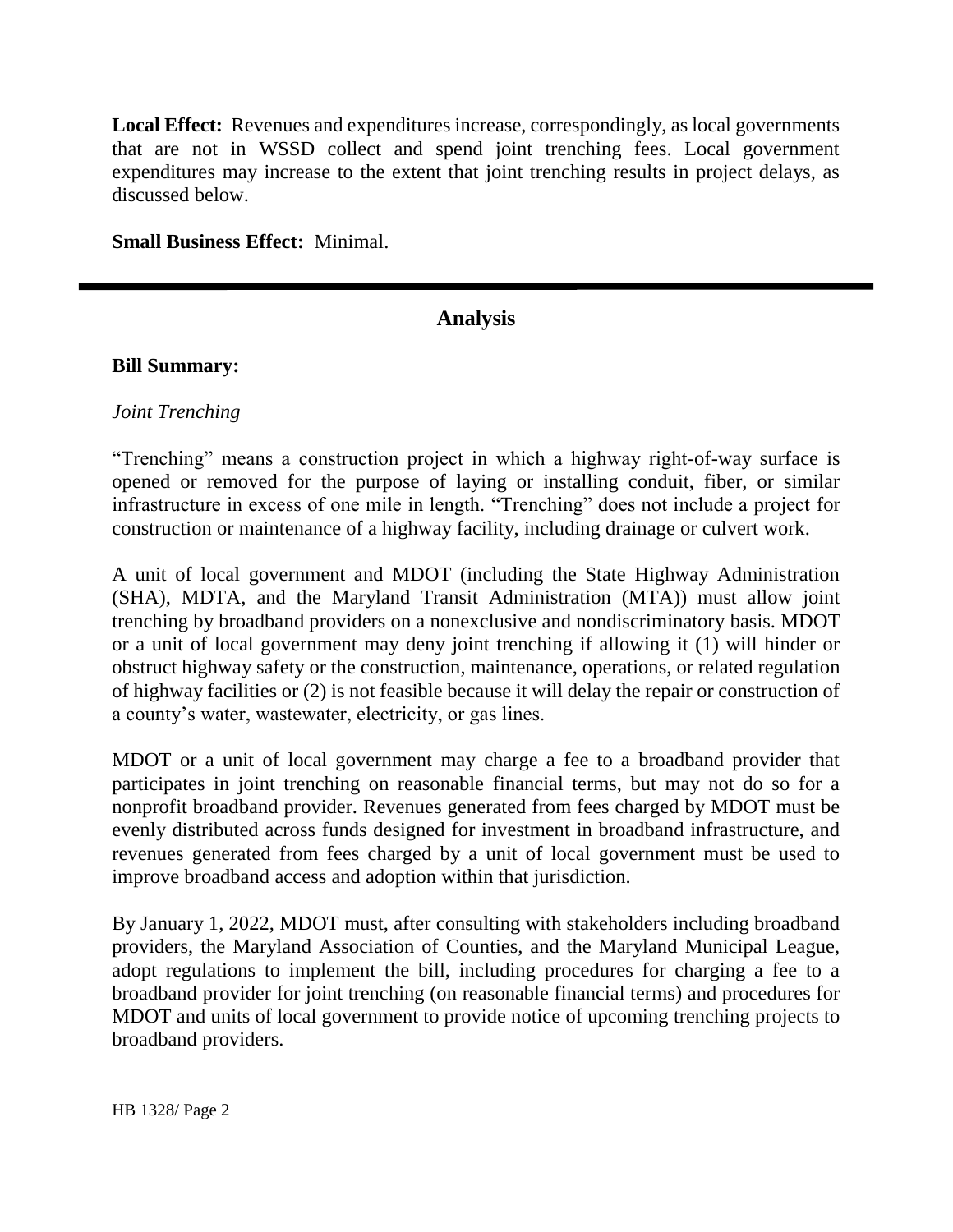**Local Effect:** Revenues and expenditures increase, correspondingly, as local governments that are not in WSSD collect and spend joint trenching fees. Local government expenditures may increase to the extent that joint trenching results in project delays, as discussed below.

**Small Business Effect:** Minimal.

---

## Analysis

**Bill Summary:**

*Joint Trenching*

"Trenching" means a construction project in which a highway right-of-way surface is opened or removed for the purpose of laying or installing conduit, fiber, or similar infrastructure in excess of one mile in length. "Trenching" does not include a project for construction or maintenance of a highway facility, including drainage or culvert work.

A unit of local government and MDOT (including the State Highway Administration (SHA), MDTA, and the Maryland Transit Administration (MTA)) must allow joint trenching by broadband providers on a nonexclusive and nondiscriminatory basis. MDOT or a unit of local government may deny joint trenching if allowing it (1) will hinder or obstruct highway safety or the construction, maintenance, operations, or related regulation of highway facilities or (2) is not feasible because it will delay the repair or construction of a county's water, wastewater, electricity, or gas lines.

MDOT or a unit of local government may charge a fee to a broadband provider that participates in joint trenching on reasonable financial terms, but may not do so for a nonprofit broadband provider. Revenues generated from fees charged by MDOT must be evenly distributed across funds designed for investment in broadband infrastructure, and revenues generated from fees charged by a unit of local government must be used to improve broadband access and adoption within that jurisdiction.

By January 1, 2022, MDOT must, after consulting with stakeholders including broadband providers, the Maryland Association of Counties, and the Maryland Municipal League, adopt regulations to implement the bill, including procedures for charging a fee to a broadband provider for joint trenching (on reasonable financial terms) and procedures for MDOT and units of local government to provide notice of upcoming trenching projects to broadband providers.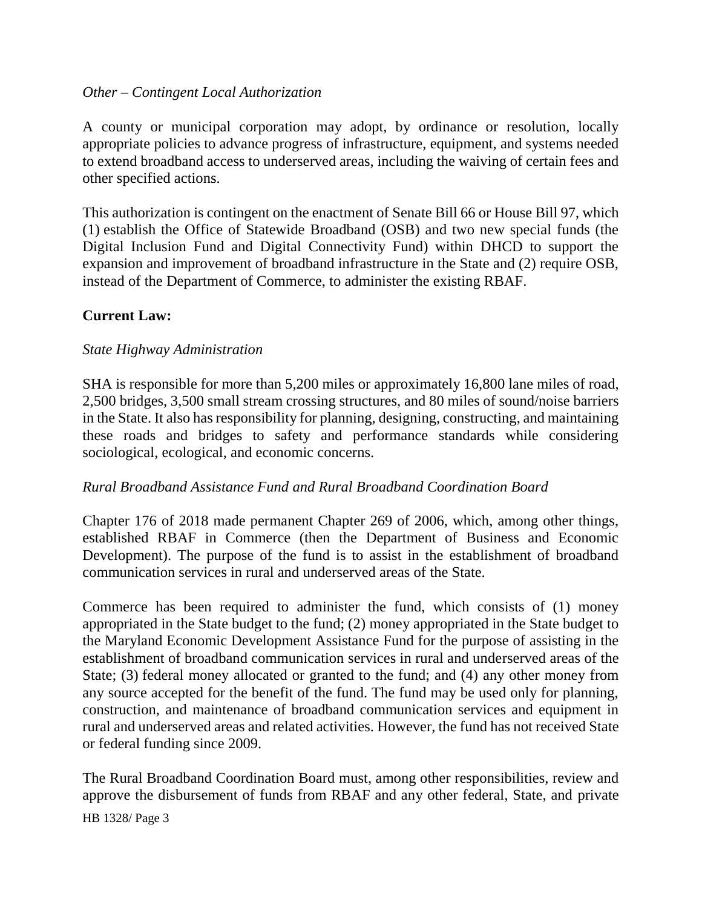*Other – Contingent Local Authorization*

A county or municipal corporation may adopt, by ordinance or resolution, locally appropriate policies to advance progress of infrastructure, equipment, and systems needed to extend broadband access to underserved areas, including the waiving of certain fees and other specified actions.

This authorization is contingent on the enactment of Senate Bill 66 or House Bill 97, which (1) establish the Office of Statewide Broadband (OSB) and two new special funds (the Digital Inclusion Fund and Digital Connectivity Fund) within DHCD to support the expansion and improvement of broadband infrastructure in the State and (2) require OSB, instead of the Department of Commerce, to administer the existing RBAF.

**Current Law:**

*State Highway Administration*

SHA is responsible for more than 5,200 miles or approximately 16,800 lane miles of road, 2,500 bridges, 3,500 small stream crossing structures, and 80 miles of sound/noise barriers in the State. It also has responsibility for planning, designing, constructing, and maintaining these roads and bridges to safety and performance standards while considering sociological, ecological, and economic concerns.

*Rural Broadband Assistance Fund and Rural Broadband Coordination Board*

Chapter 176 of 2018 made permanent Chapter 269 of 2006, which, among other things, established RBAF in Commerce (then the Department of Business and Economic Development). The purpose of the fund is to assist in the establishment of broadband communication services in rural and underserved areas of the State.

Commerce has been required to administer the fund, which consists of (1) money appropriated in the State budget to the fund; (2) money appropriated in the State budget to the Maryland Economic Development Assistance Fund for the purpose of assisting in the establishment of broadband communication services in rural and underserved areas of the State; (3) federal money allocated or granted to the fund; and (4) any other money from any source accepted for the benefit of the fund. The fund may be used only for planning, construction, and maintenance of broadband communication services and equipment in rural and underserved areas and related activities. However, the fund has not received State or federal funding since 2009.

The Rural Broadband Coordination Board must, among other responsibilities, review and approve the disbursement of funds from RBAF and any other federal, State, and private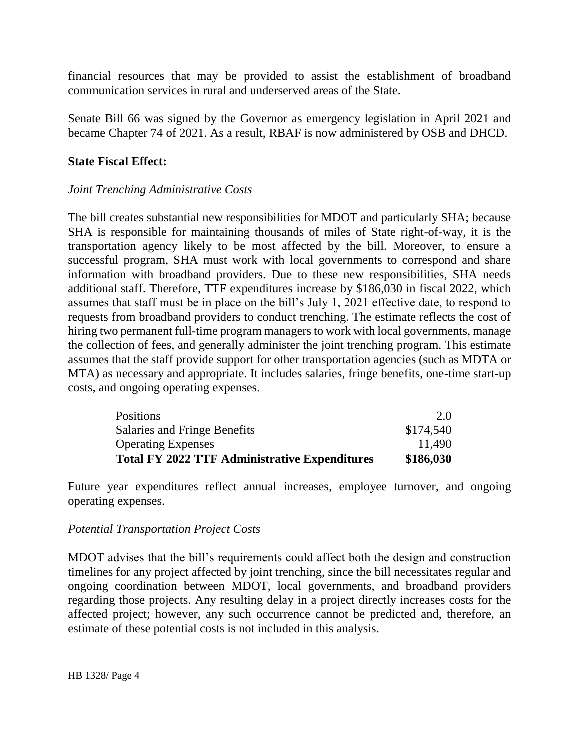financial resources that may be provided to assist the establishment of broadband communication services in rural and underserved areas of the State.

Senate Bill 66 was signed by the Governor as emergency legislation in April 2021 and became Chapter 74 of 2021. As a result, RBAF is now administered by OSB and DHCD.

**State Fiscal Effect:**

*Joint Trenching Administrative Costs*

The bill creates substantial new responsibilities for MDOT and particularly SHA; because SHA is responsible for maintaining thousands of miles of State right-of-way, it is the transportation agency likely to be most affected by the bill. Moreover, to ensure a successful program, SHA must work with local governments to correspond and share information with broadband providers. Due to these new responsibilities, SHA needs additional staff. Therefore, TTF expenditures increase by $186,030 in fiscal 2022, which assumes that staff must be in place on the bill's July 1, 2021 effective date, to respond to requests from broadband providers to conduct trenching. The estimate reflects the cost of hiring two permanent full-time program managers to work with local governments, manage the collection of fees, and generally administer the joint trenching program. This estimate assumes that the staff provide support for other transportation agencies (such as MDTA or MTA) as necessary and appropriate. It includes salaries, fringe benefits, one-time start-up costs, and ongoing operating expenses.

| | |
|---|---|
| Positions | 2.0 |
| Salaries and Fringe Benefits | $174,540 |
| Operating Expenses | 11,490 |
| **Total FY 2022 TTF Administrative Expenditures** | **$186,030** |

Future year expenditures reflect annual increases, employee turnover, and ongoing operating expenses.

*Potential Transportation Project Costs*

MDOT advises that the bill's requirements could affect both the design and construction timelines for any project affected by joint trenching, since the bill necessitates regular and ongoing coordination between MDOT, local governments, and broadband providers regarding those projects. Any resulting delay in a project directly increases costs for the affected project; however, any such occurrence cannot be predicted and, therefore, an estimate of these potential costs is not included in this analysis.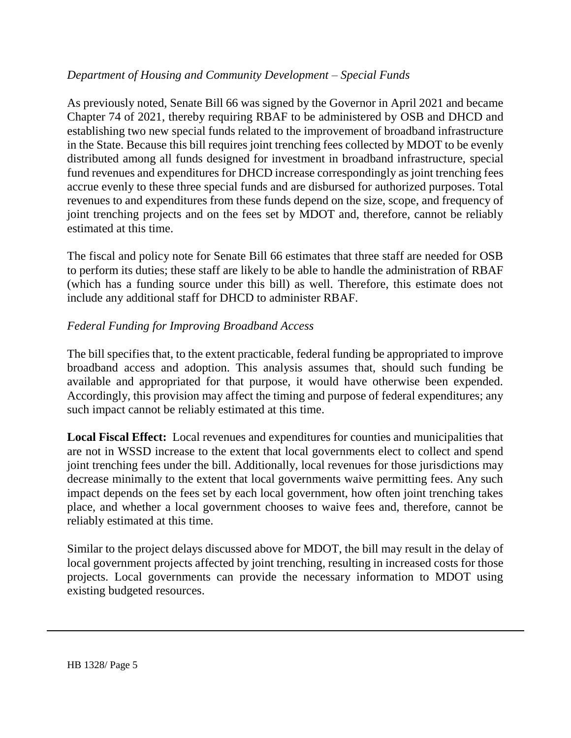*Department of Housing and Community Development – Special Funds*

As previously noted, Senate Bill 66 was signed by the Governor in April 2021 and became Chapter 74 of 2021, thereby requiring RBAF to be administered by OSB and DHCD and establishing two new special funds related to the improvement of broadband infrastructure in the State. Because this bill requires joint trenching fees collected by MDOT to be evenly distributed among all funds designed for investment in broadband infrastructure, special fund revenues and expenditures for DHCD increase correspondingly as joint trenching fees accrue evenly to these three special funds and are disbursed for authorized purposes. Total revenues to and expenditures from these funds depend on the size, scope, and frequency of joint trenching projects and on the fees set by MDOT and, therefore, cannot be reliably estimated at this time.

The fiscal and policy note for Senate Bill 66 estimates that three staff are needed for OSB to perform its duties; these staff are likely to be able to handle the administration of RBAF (which has a funding source under this bill) as well. Therefore, this estimate does not include any additional staff for DHCD to administer RBAF.

*Federal Funding for Improving Broadband Access*

The bill specifies that, to the extent practicable, federal funding be appropriated to improve broadband access and adoption. This analysis assumes that, should such funding be available and appropriated for that purpose, it would have otherwise been expended. Accordingly, this provision may affect the timing and purpose of federal expenditures; any such impact cannot be reliably estimated at this time.

**Local Fiscal Effect:** Local revenues and expenditures for counties and municipalities that are not in WSSD increase to the extent that local governments elect to collect and spend joint trenching fees under the bill. Additionally, local revenues for those jurisdictions may decrease minimally to the extent that local governments waive permitting fees. Any such impact depends on the fees set by each local government, how often joint trenching takes place, and whether a local government chooses to waive fees and, therefore, cannot be reliably estimated at this time.

Similar to the project delays discussed above for MDOT, the bill may result in the delay of local government projects affected by joint trenching, resulting in increased costs for those projects. Local governments can provide the necessary information to MDOT using existing budgeted resources.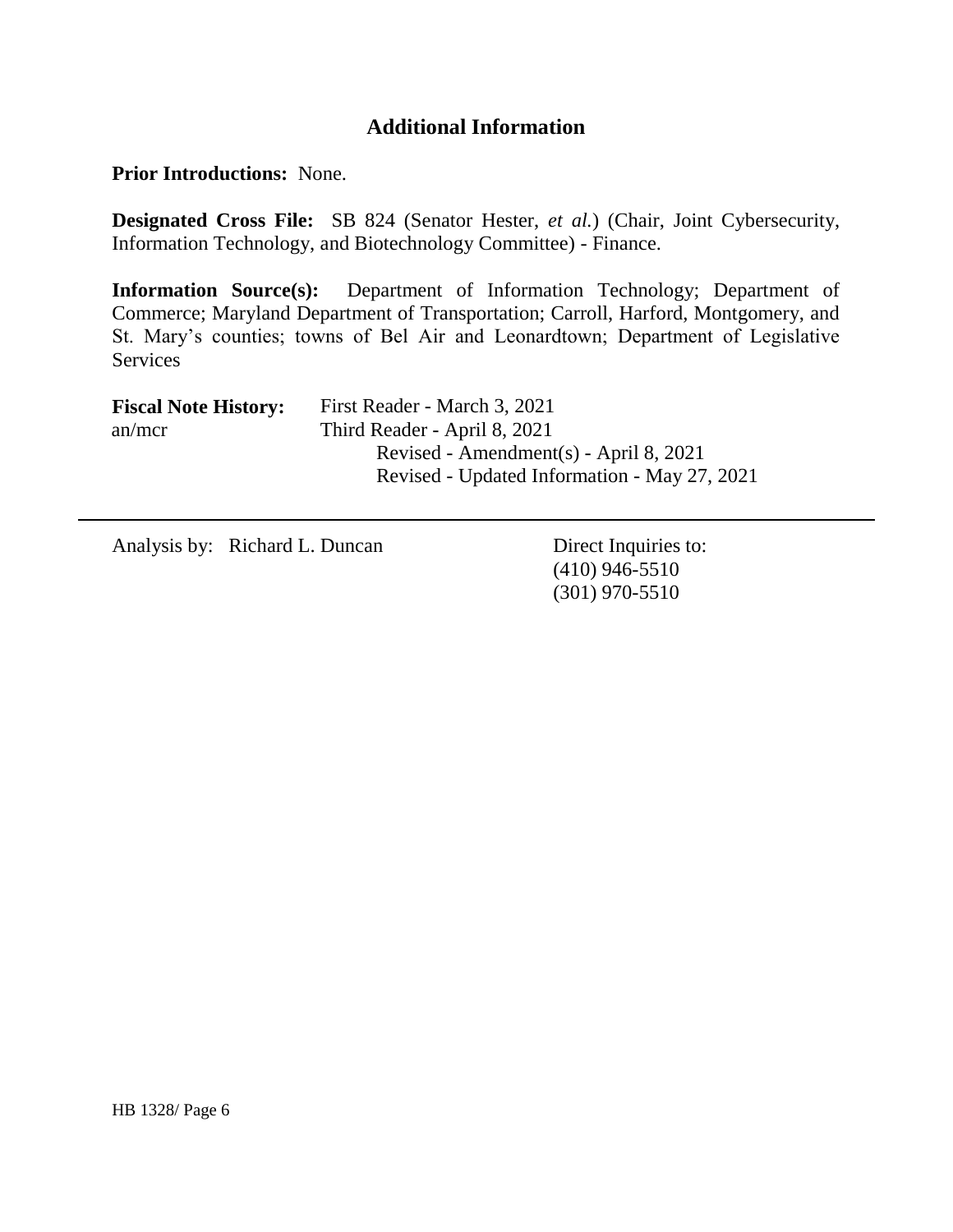## Additional Information

**Prior Introductions:** None.

**Designated Cross File:** SB 824 (Senator Hester, *et al.*) (Chair, Joint Cybersecurity, Information Technology, and Biotechnology Committee) - Finance.

**Information Source(s):** Department of Information Technology; Department of Commerce; Maryland Department of Transportation; Carroll, Harford, Montgomery, and St. Mary's counties; towns of Bel Air and Leonardtown; Department of Legislative Services

**Fiscal Note History:** First Reader - March 3, 2021
an/mcr Third Reader - April 8, 2021
Revised - Amendment(s) - April 8, 2021
Revised - Updated Information - May 27, 2021

---

Analysis by: Richard L. Duncan

Direct Inquiries to:
(410) 946-5510
(301) 970-5510